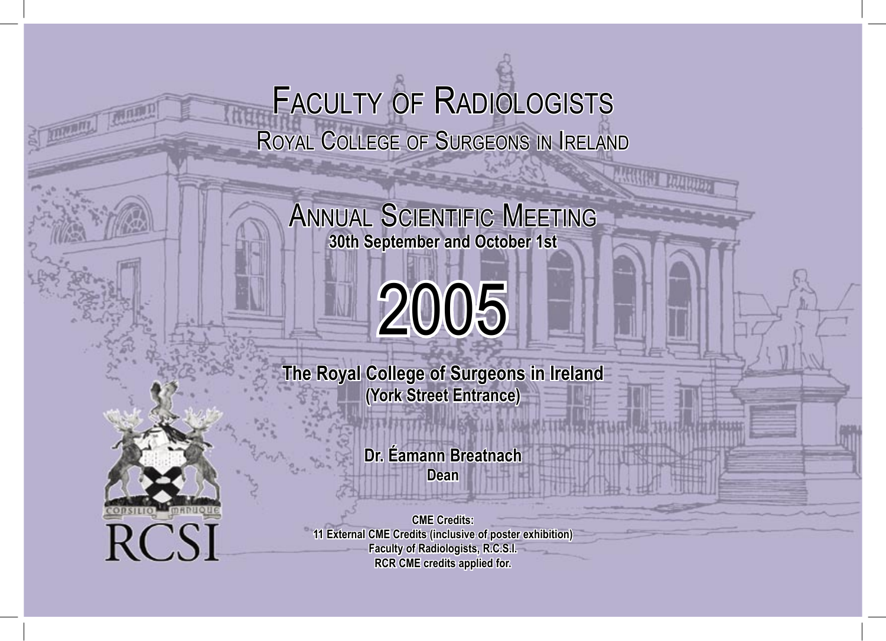# Faculty of Radiologists

## Royal College of Surgeons in Ireland

## Annual Scientific Meeting

**30th September and October 1st**

# 2005

**The Royal College of Surgeons in Ireland**
**(York Street Entrance)**

**Dr. Éamann Breatnach**
**Dean**

**CME Credits:**
**11 External CME Credits (inclusive of poster exhibition)**
**Faculty of Radiologists, R.C.S.I.**
**RCR CME credits applied for.**

CONSILIO MANUQUE

RCSI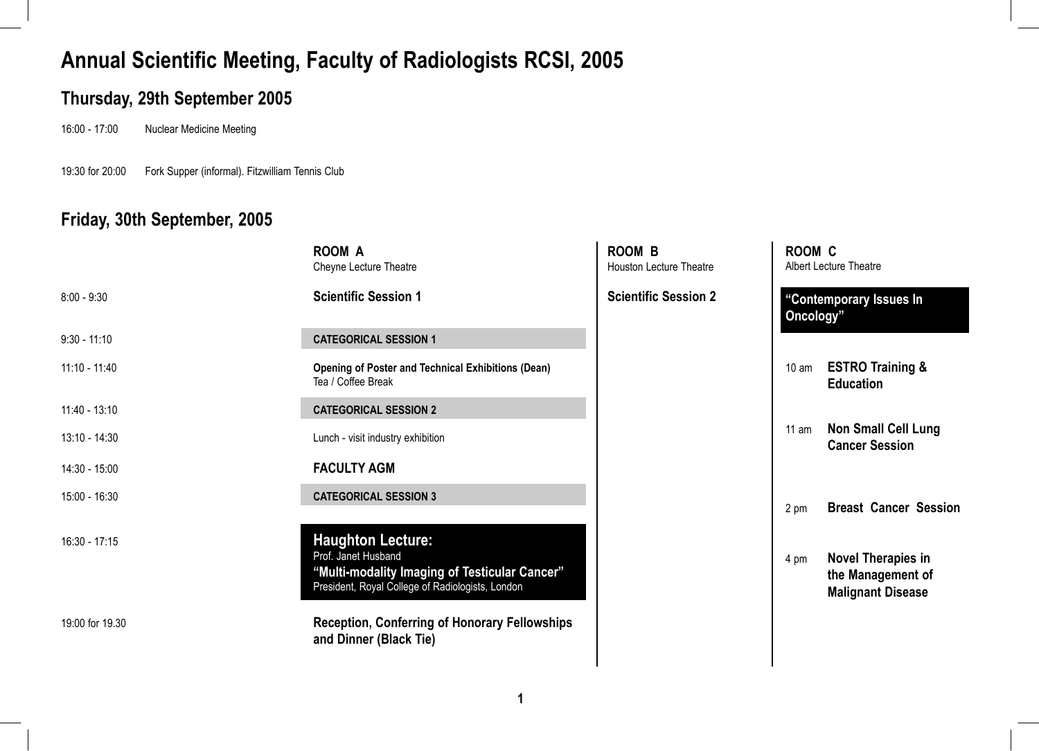# Annual Scientific Meeting, Faculty of Radiologists RCSI, 2005

## Thursday, 29th September 2005

16:00 - 17:00 Nuclear Medicine Meeting

19:30 for 20:00 Fork Supper (informal). Fitzwilliam Tennis Club

## Friday, 30th September, 2005

| | ROOM A Cheyne Lecture Theatre | ROOM B Houston Lecture Theatre |
|---|---|---|
| 8:00 - 9:30 | **Scientific Session 1** | **Scientific Session 2** |
| 9:30 - 11:10 | **CATEGORICAL SESSION 1** | |
| 11:10 - 11:40 | **Opening of Poster and Technical Exhibitions (Dean)** Tea / Coffee Break | |
| 11:40 - 13:10 | **CATEGORICAL SESSION 2** | |
| 13:10 - 14:30 | Lunch - visit industry exhibition | |
| 14:30 - 15:00 | **FACULTY AGM** | |
| 15:00 - 16:30 | **CATEGORICAL SESSION 3** | |
| 16:30 - 17:15 | **Haughton Lecture:** Prof. Janet Husband **"Multi-modality Imaging of Testicular Cancer"** President, Royal College of Radiologists, London | |
| 19:00 for 19.30 | **Reception, Conferring of Honorary Fellowships and Dinner (Black Tie)** | |

**ROOM C**
Albert Lecture Theatre

**"Contemporary Issues In Oncology"**

| | |
|---|---|
| 10 am | **ESTRO Training & Education** |
| 11 am | **Non Small Cell Lung Cancer Session** |
| 2 pm | **Breast Cancer Session** |
| 4 pm | **Novel Therapies in the Management of Malignant Disease** |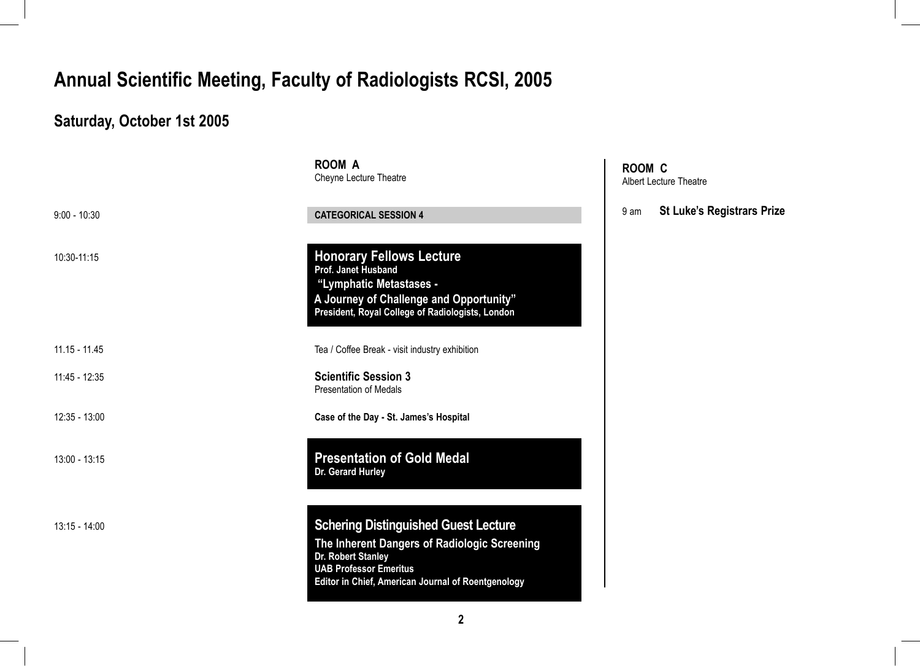# Annual Scientific Meeting, Faculty of Radiologists RCSI, 2005

## Saturday, October 1st 2005

| | **ROOM A** Cheyne Lecture Theatre |
|---|---|
| 9:00 - 10:30 | **CATEGORICAL SESSION 4** |
| 10:30-11:15 | **Honorary Fellows Lecture** **Prof. Janet Husband** **"Lymphatic Metastases - A Journey of Challenge and Opportunity"** **President, Royal College of Radiologists, London** |
| 11.15 - 11.45 | Tea / Coffee Break - visit industry exhibition |
| 11:45 - 12:35 | **Scientific Session 3** Presentation of Medals |
| 12:35 - 13:00 | **Case of the Day - St. James's Hospital** |
| 13:00 - 13:15 | **Presentation of Gold Medal** **Dr. Gerard Hurley** |
| 13:15 - 14:00 | **Schering Distinguished Guest Lecture** **The Inherent Dangers of Radiologic Screening** **Dr. Robert Stanley** **UAB Professor Emeritus** **Editor in Chief, American Journal of Roentgenology** |

**ROOM C**
Albert Lecture Theatre

9 am **St Luke's Registrars Prize**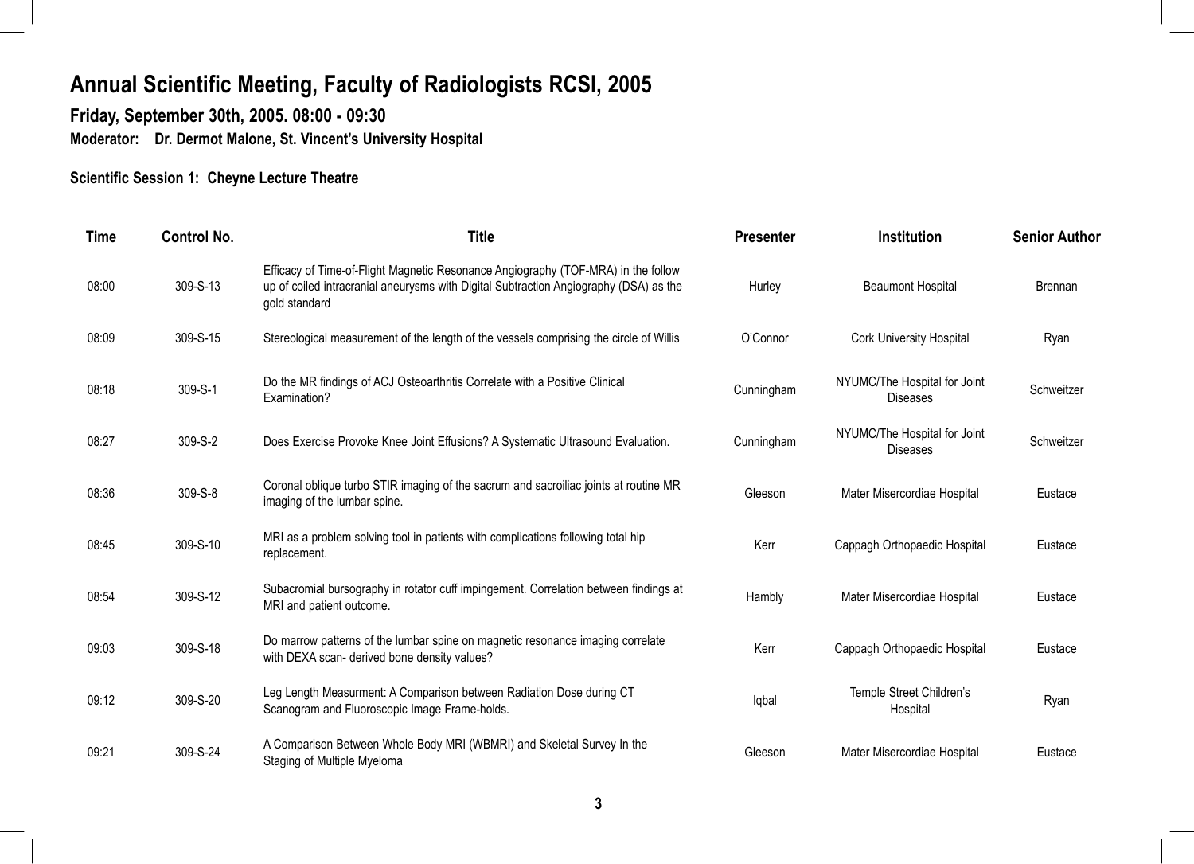# Annual Scientific Meeting, Faculty of Radiologists RCSI, 2005

## Friday, September 30th, 2005. 08:00 - 09:30

**Moderator: Dr. Dermot Malone, St. Vincent's University Hospital**

### Scientific Session 1: Cheyne Lecture Theatre

| Time | Control No. | Title | Presenter | Institution | Senior Author |
|---|---|---|---|---|---|
| 08:00 | 309-S-13 | Efficacy of Time-of-Flight Magnetic Resonance Angiography (TOF-MRA) in the follow up of coiled intracranial aneurysms with Digital Subtraction Angiography (DSA) as the gold standard | Hurley | Beaumont Hospital | Brennan |
| 08:09 | 309-S-15 | Stereological measurement of the length of the vessels comprising the circle of Willis | O'Connor | Cork University Hospital | Ryan |
| 08:18 | 309-S-1 | Do the MR findings of ACJ Osteoarthritis Correlate with a Positive Clinical Examination? | Cunningham | NYUMC/The Hospital for Joint Diseases | Schweitzer |
| 08:27 | 309-S-2 | Does Exercise Provoke Knee Joint Effusions? A Systematic Ultrasound Evaluation. | Cunningham | NYUMC/The Hospital for Joint Diseases | Schweitzer |
| 08:36 | 309-S-8 | Coronal oblique turbo STIR imaging of the sacrum and sacroiliac joints at routine MR imaging of the lumbar spine. | Gleeson | Mater Misercordiae Hospital | Eustace |
| 08:45 | 309-S-10 | MRI as a problem solving tool in patients with complications following total hip replacement. | Kerr | Cappagh Orthopaedic Hospital | Eustace |
| 08:54 | 309-S-12 | Subacromial bursography in rotator cuff impingement. Correlation between findings at MRI and patient outcome. | Hambly | Mater Misercordiae Hospital | Eustace |
| 09:03 | 309-S-18 | Do marrow patterns of the lumbar spine on magnetic resonance imaging correlate with DEXA scan- derived bone density values? | Kerr | Cappagh Orthopaedic Hospital | Eustace |
| 09:12 | 309-S-20 | Leg Length Measurment: A Comparison between Radiation Dose during CT Scanogram and Fluoroscopic Image Frame-holds. | Iqbal | Temple Street Children's Hospital | Ryan |
| 09:21 | 309-S-24 | A Comparison Between Whole Body MRI (WBMRI) and Skeletal Survey In the Staging of Multiple Myeloma | Gleeson | Mater Misercordiae Hospital | Eustace |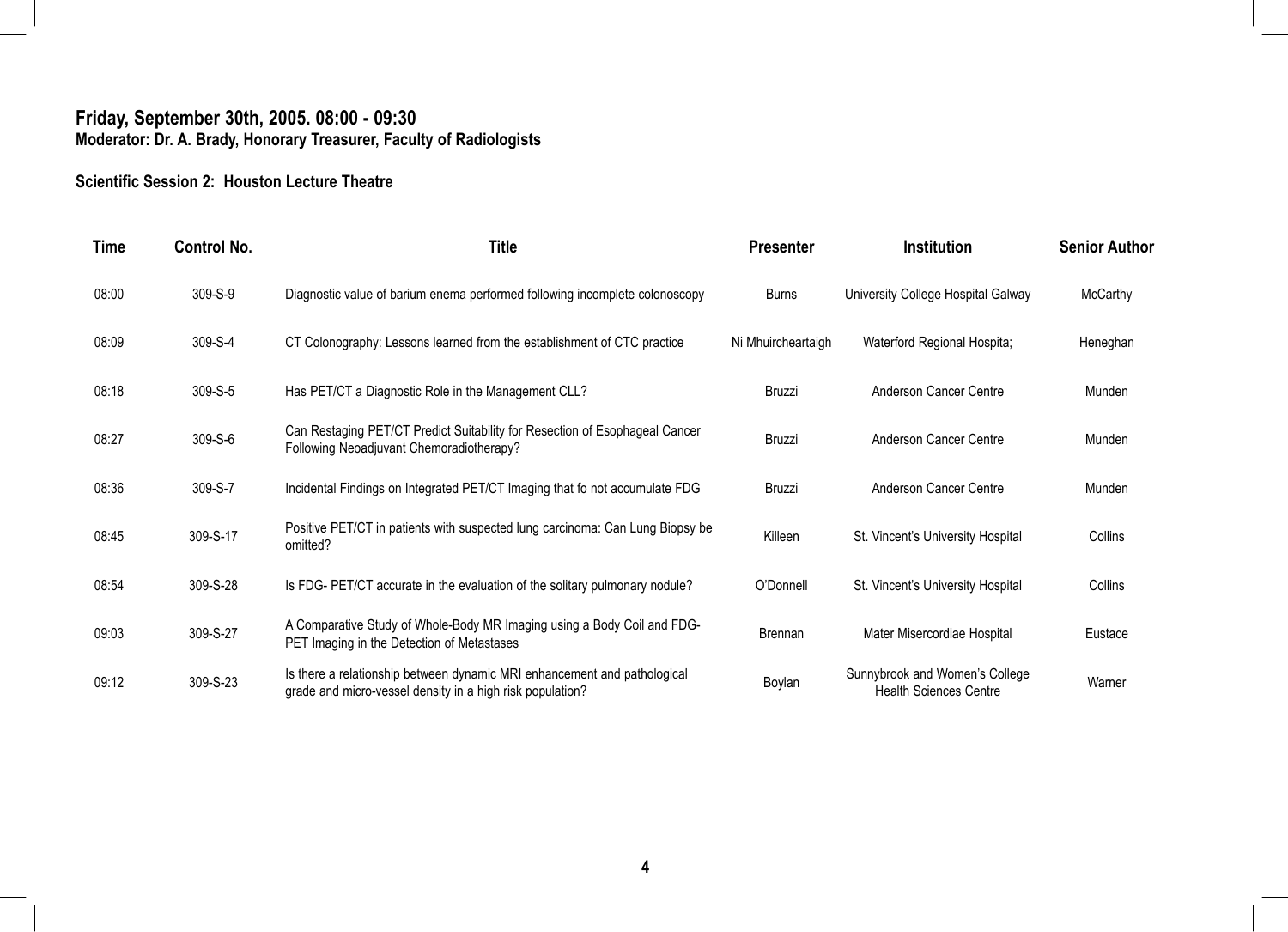**Friday, September 30th, 2005. 08:00 - 09:30**
**Moderator: Dr. A. Brady, Honorary Treasurer, Faculty of Radiologists**

**Scientific Session 2: Houston Lecture Theatre**

| Time | Control No. | Title | Presenter | Institution | Senior Author |
|---|---|---|---|---|---|
| 08:00 | 309-S-9 | Diagnostic value of barium enema performed following incomplete colonoscopy | Burns | University College Hospital Galway | McCarthy |
| 08:09 | 309-S-4 | CT Colonography: Lessons learned from the establishment of CTC practice | Ni Mhuircheartaigh | Waterford Regional Hospita; | Heneghan |
| 08:18 | 309-S-5 | Has PET/CT a Diagnostic Role in the Management CLL? | Bruzzi | Anderson Cancer Centre | Munden |
| 08:27 | 309-S-6 | Can Restaging PET/CT Predict Suitability for Resection of Esophageal Cancer Following Neoadjuvant Chemoradiotherapy? | Bruzzi | Anderson Cancer Centre | Munden |
| 08:36 | 309-S-7 | Incidental Findings on Integrated PET/CT Imaging that fo not accumulate FDG | Bruzzi | Anderson Cancer Centre | Munden |
| 08:45 | 309-S-17 | Positive PET/CT in patients with suspected lung carcinoma: Can Lung Biopsy be omitted? | Killeen | St. Vincent's University Hospital | Collins |
| 08:54 | 309-S-28 | Is FDG- PET/CT accurate in the evaluation of the solitary pulmonary nodule? | O'Donnell | St. Vincent's University Hospital | Collins |
| 09:03 | 309-S-27 | A Comparative Study of Whole-Body MR Imaging using a Body Coil and FDG-PET Imaging in the Detection of Metastases | Brennan | Mater Misercordiae Hospital | Eustace |
| 09:12 | 309-S-23 | Is there a relationship between dynamic MRI enhancement and pathological grade and micro-vessel density in a high risk population? | Boylan | Sunnybrook and Women's College Health Sciences Centre | Warner |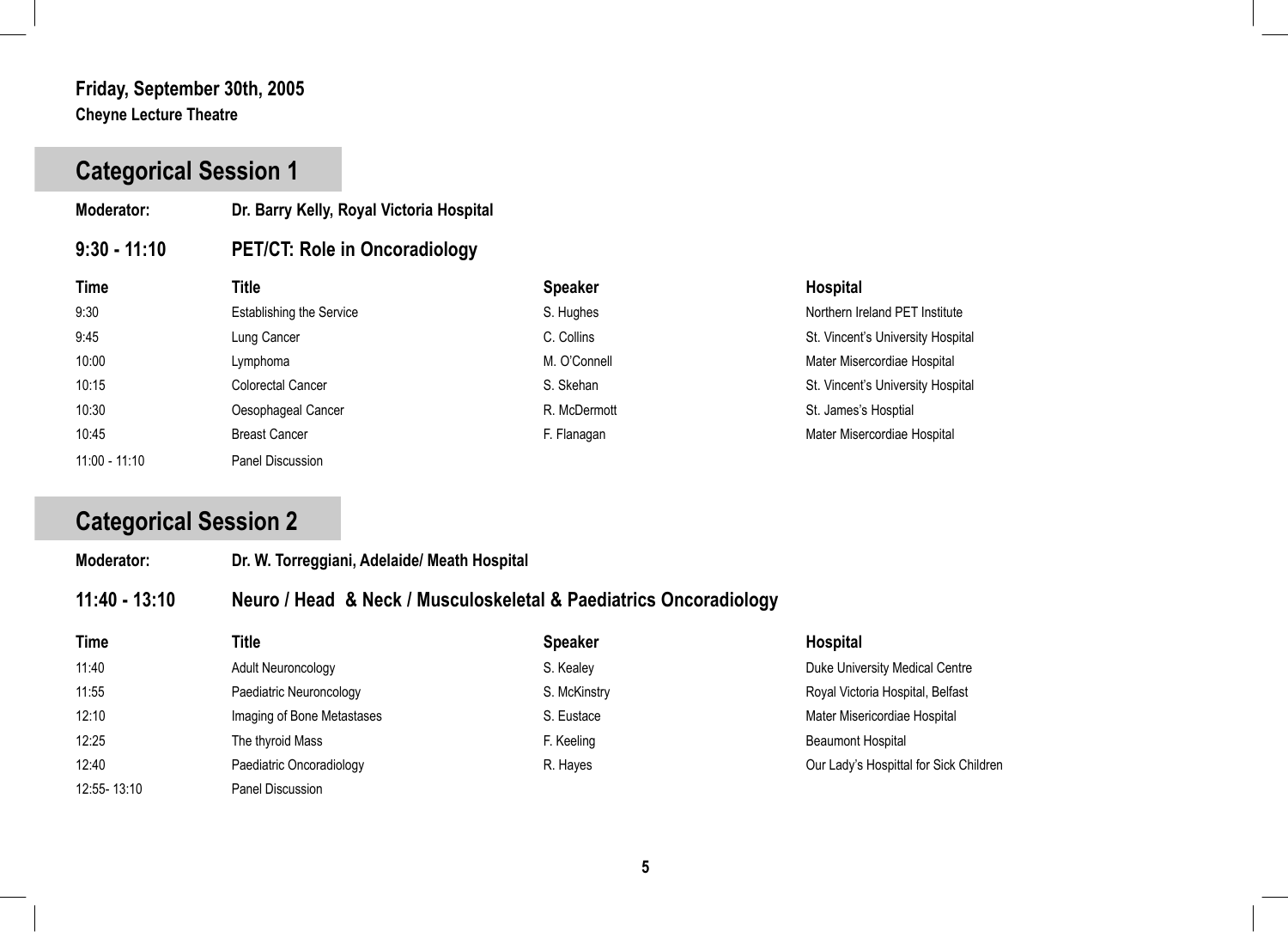**Friday, September 30th, 2005**
**Cheyne Lecture Theatre**

## Categorical Session 1

**Moderator:** **Dr. Barry Kelly, Royal Victoria Hospital**

### 9:30 - 11:10 PET/CT: Role in Oncoradiology

| Time | Title | Speaker | Hospital |
|---|---|---|---|
| 9:30 | Establishing the Service | S. Hughes | Northern Ireland PET Institute |
| 9:45 | Lung Cancer | C. Collins | St. Vincent's University Hospital |
| 10:00 | Lymphoma | M. O'Connell | Mater Misercordiae Hospital |
| 10:15 | Colorectal Cancer | S. Skehan | St. Vincent's University Hospital |
| 10:30 | Oesophageal Cancer | R. McDermott | St. James's Hosptial |
| 10:45 | Breast Cancer | F. Flanagan | Mater Misercordiae Hospital |
| 11:00 - 11:10 | Panel Discussion | | |

## Categorical Session 2

**Moderator:** **Dr. W. Torreggiani, Adelaide/ Meath Hospital**

### 11:40 - 13:10 Neuro / Head & Neck / Musculoskeletal & Paediatrics Oncoradiology

| Time | Title | Speaker | Hospital |
|---|---|---|---|
| 11:40 | Adult Neuroncology | S. Kealey | Duke University Medical Centre |
| 11:55 | Paediatric Neuroncology | S. McKinstry | Royal Victoria Hospital, Belfast |
| 12:10 | Imaging of Bone Metastases | S. Eustace | Mater Misericordiae Hospital |
| 12:25 | The thyroid Mass | F. Keeling | Beaumont Hospital |
| 12:40 | Paediatric Oncoradiology | R. Hayes | Our Lady's Hospittal for Sick Children |
| 12:55- 13:10 | Panel Discussion | | |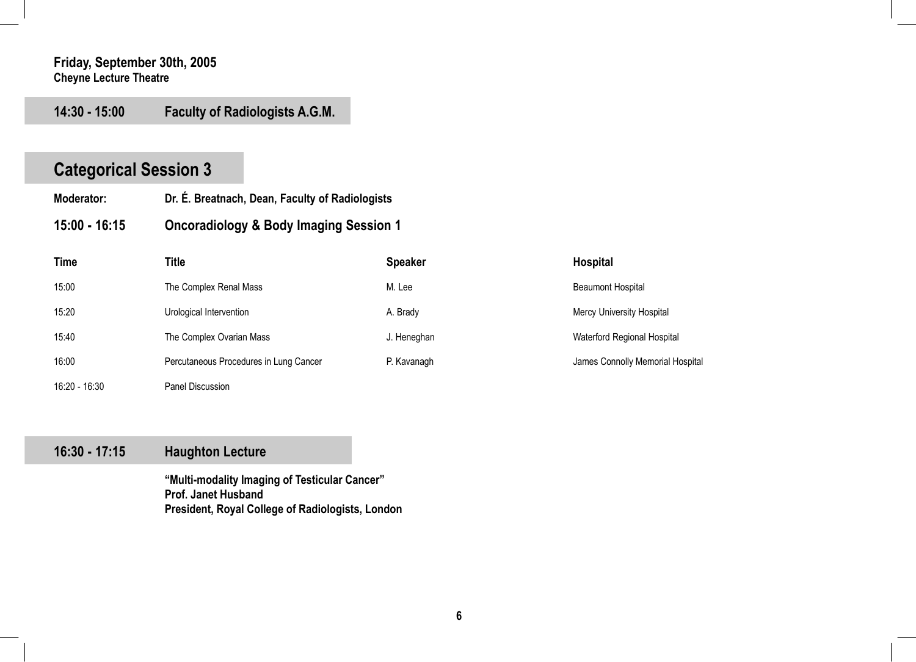**Friday, September 30th, 2005**
**Cheyne Lecture Theatre**

## 14:30 - 15:00 Faculty of Radiologists A.G.M.

## Categorical Session 3

**Moderator:** **Dr. É. Breatnach, Dean, Faculty of Radiologists**

### 15:00 - 16:15 Oncoradiology & Body Imaging Session 1

| Time | Title | Speaker | Hospital |
| --- | --- | --- | --- |
| 15:00 | The Complex Renal Mass | M. Lee | Beaumont Hospital |
| 15:20 | Urological Intervention | A. Brady | Mercy University Hospital |
| 15:40 | The Complex Ovarian Mass | J. Heneghan | Waterford Regional Hospital |
| 16:00 | Percutaneous Procedures in Lung Cancer | P. Kavanagh | James Connolly Memorial Hospital |
| 16:20 - 16:30 | Panel Discussion | | |

## 16:30 - 17:15 Haughton Lecture

**"Multi-modality Imaging of Testicular Cancer"**
**Prof. Janet Husband**
**President, Royal College of Radiologists, London**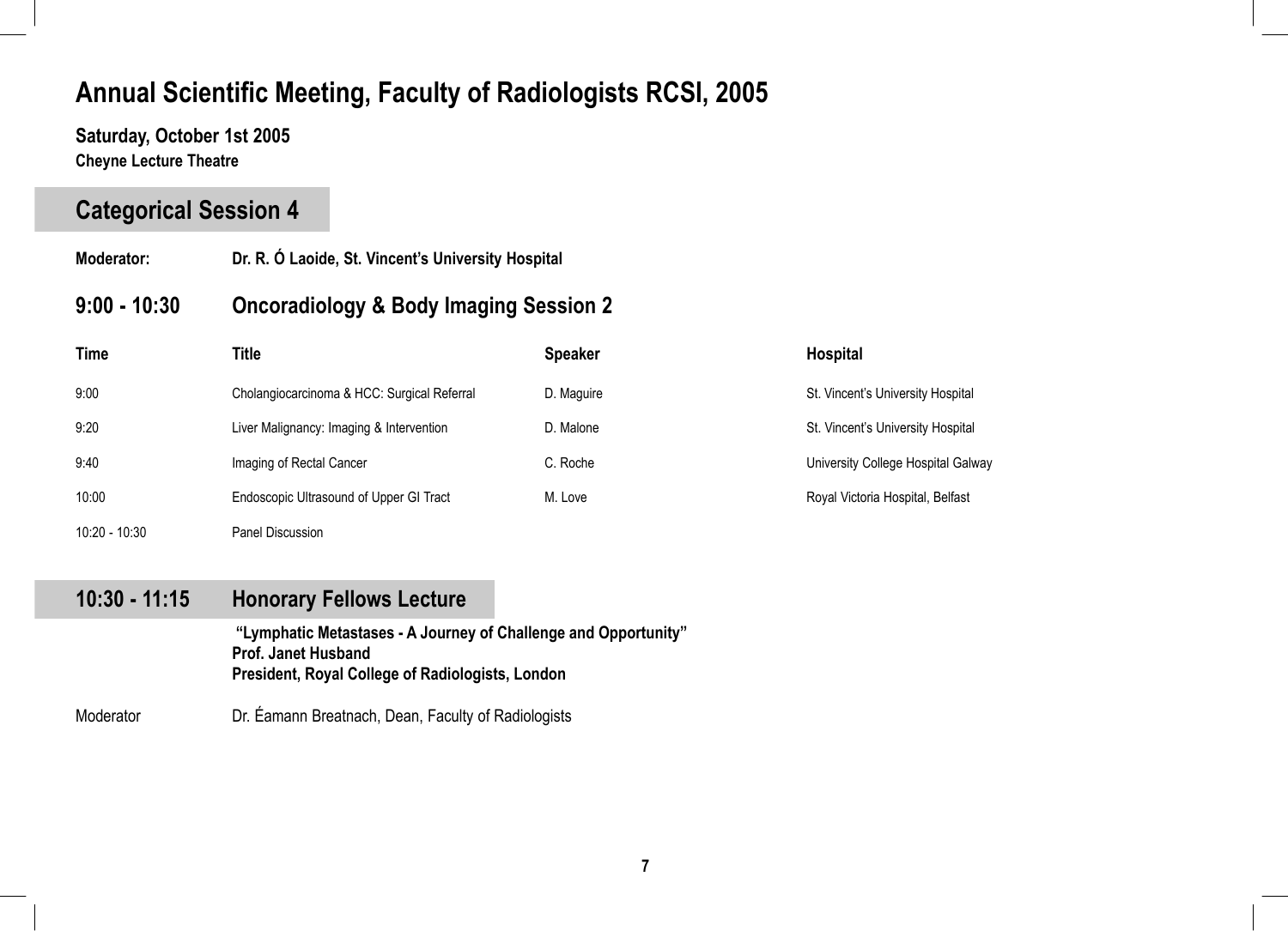# Annual Scientific Meeting, Faculty of Radiologists RCSI, 2005

**Saturday, October 1st 2005**
**Cheyne Lecture Theatre**

## Categorical Session 4

**Moderator:** **Dr. R. Ó Laoide, St. Vincent's University Hospital**

### 9:00 - 10:30 Oncoradiology & Body Imaging Session 2

| Time | Title | Speaker | Hospital |
|---|---|---|---|
| 9:00 | Cholangiocarcinoma & HCC: Surgical Referral | D. Maguire | St. Vincent's University Hospital |
| 9:20 | Liver Malignancy: Imaging & Intervention | D. Malone | St. Vincent's University Hospital |
| 9:40 | Imaging of Rectal Cancer | C. Roche | University College Hospital Galway |
| 10:00 | Endoscopic Ultrasound of Upper GI Tract | M. Love | Royal Victoria Hospital, Belfast |
| 10:20 - 10:30 | Panel Discussion | | |

## 10:30 - 11:15 Honorary Fellows Lecture

**"Lymphatic Metastases - A Journey of Challenge and Opportunity"**
**Prof. Janet Husband**
**President, Royal College of Radiologists, London**

Moderator: Dr. Éamann Breatnach, Dean, Faculty of Radiologists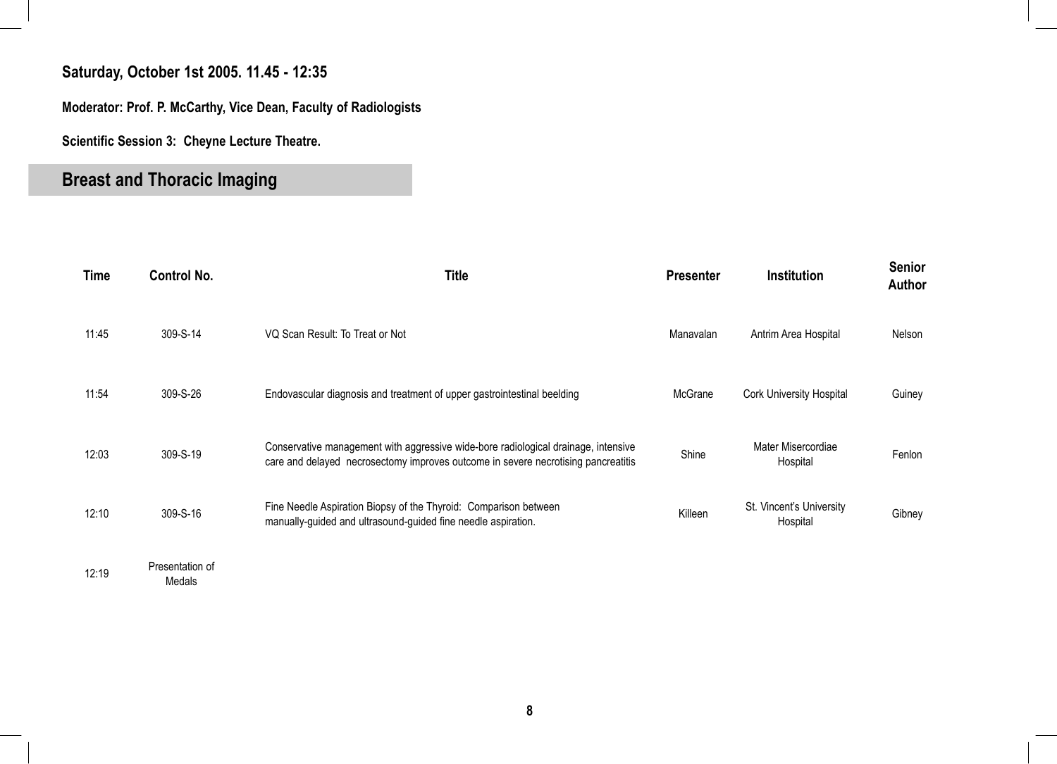**Saturday, October 1st 2005. 11.45 - 12:35**

**Moderator: Prof. P. McCarthy, Vice Dean, Faculty of Radiologists**

**Scientific Session 3: Cheyne Lecture Theatre.**

## Breast and Thoracic Imaging

| Time | Control No. | Title | Presenter | Institution | Senior Author |
|---|---|---|---|---|---|
| 11:45 | 309-S-14 | VQ Scan Result: To Treat or Not | Manavalan | Antrim Area Hospital | Nelson |
| 11:54 | 309-S-26 | Endovascular diagnosis and treatment of upper gastrointestinal beelding | McGrane | Cork University Hospital | Guiney |
| 12:03 | 309-S-19 | Conservative management with aggressive wide-bore radiological drainage, intensive care and delayed necrosectomy improves outcome in severe necrotising pancreatitis | Shine | Mater Misercordiae Hospital | Fenlon |
| 12:10 | 309-S-16 | Fine Needle Aspiration Biopsy of the Thyroid: Comparison between manually-guided and ultrasound-guided fine needle aspiration. | Killeen | St. Vincent's University Hospital | Gibney |
| 12:19 | Presentation of Medals | | | | |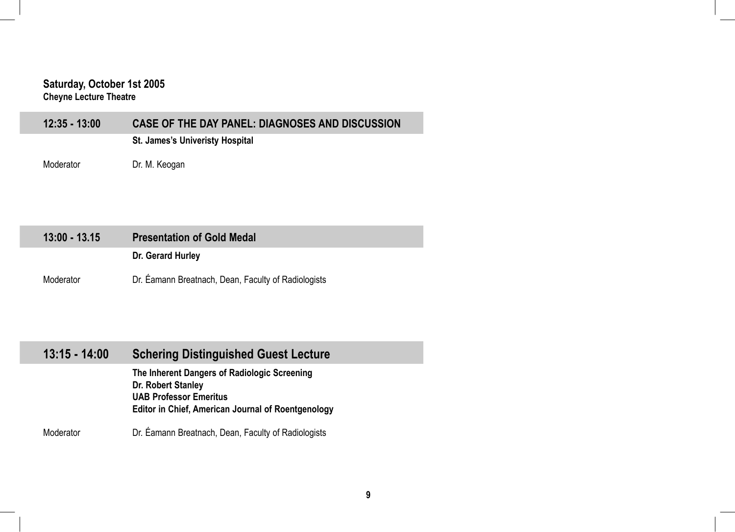**Saturday, October 1st 2005**
**Cheyne Lecture Theatre**

## 12:35 - 13:00 CASE OF THE DAY PANEL: DIAGNOSES AND DISCUSSION

**St. James's Univeristy Hospital**

Moderator Dr. M. Keogan

## 13:00 - 13.15 Presentation of Gold Medal

**Dr. Gerard Hurley**

Moderator Dr. Éamann Breatnach, Dean, Faculty of Radiologists

## 13:15 - 14:00 Schering Distinguished Guest Lecture

**The Inherent Dangers of Radiologic Screening**
**Dr. Robert Stanley**
**UAB Professor Emeritus**
**Editor in Chief, American Journal of Roentgenology**

Moderator Dr. Éamann Breatnach, Dean, Faculty of Radiologists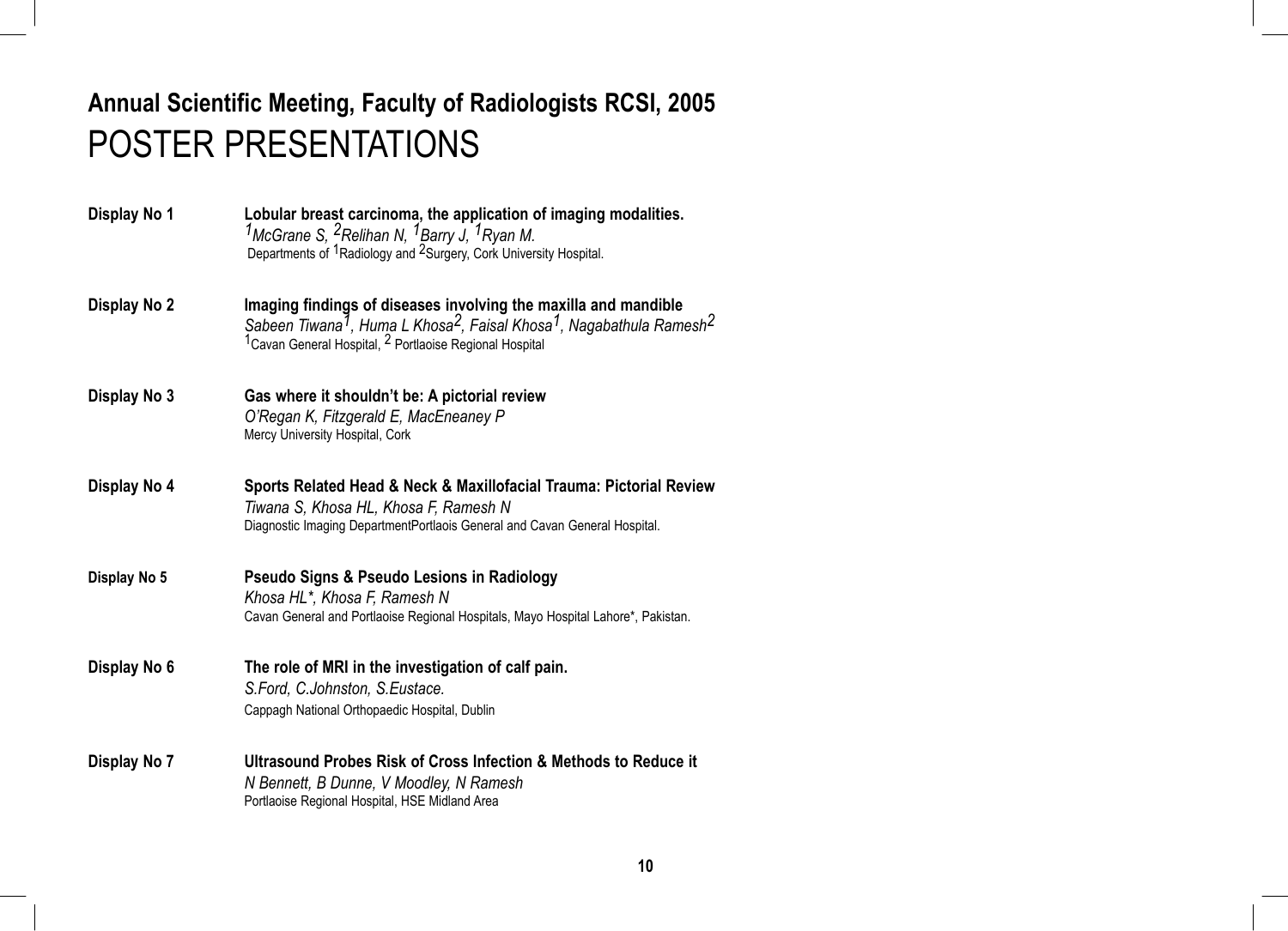## Annual Scientific Meeting, Faculty of Radiologists RCSI, 2005

# POSTER PRESENTATIONS

**Display No 1** **Lobular breast carcinoma, the application of imaging modalities.**
*[1]McGrane S, [2]Relihan N, [1]Barry J, [1]Ryan M.*
Departments of [1]Radiology and [2]Surgery, Cork University Hospital.

**Display No 2** **Imaging findings of diseases involving the maxilla and mandible**
*Sabeen Tiwana[1], Huma L Khosa[2], Faisal Khosa[1], Nagabathula Ramesh[2]*
[1]Cavan General Hospital, [2] Portlaoise Regional Hospital

**Display No 3** **Gas where it shouldn't be: A pictorial review**
*O'Regan K, Fitzgerald E, MacEneaney P*
Mercy University Hospital, Cork

**Display No 4** **Sports Related Head & Neck & Maxillofacial Trauma: Pictorial Review**
*Tiwana S, Khosa HL, Khosa F, Ramesh N*
Diagnostic Imaging DepartmentPortlaois General and Cavan General Hospital.

**Display No 5** **Pseudo Signs & Pseudo Lesions in Radiology**
*Khosa HL*, Khosa F, Ramesh N*
Cavan General and Portlaoise Regional Hospitals, Mayo Hospital Lahore*, Pakistan.

**Display No 6** **The role of MRI in the investigation of calf pain.**
*S.Ford, C.Johnston, S.Eustace.*
Cappagh National Orthopaedic Hospital, Dublin

**Display No 7** **Ultrasound Probes Risk of Cross Infection & Methods to Reduce it**
*N Bennett, B Dunne, V Moodley, N Ramesh*
Portlaoise Regional Hospital, HSE Midland Area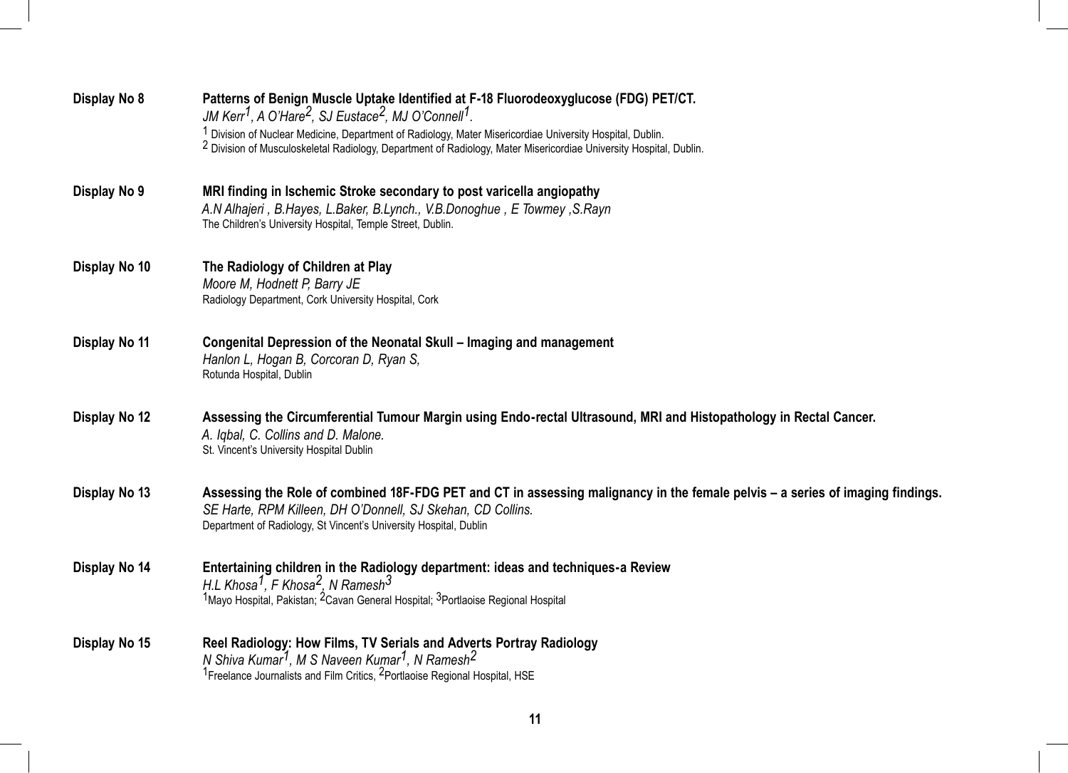**Display No 8** — **Patterns of Benign Muscle Uptake Identified at F-18 Fluorodeoxyglucose (FDG) PET/CT.**
*JM Kerr[1], A O'Hare[2], SJ Eustace[2], MJ O'Connell[1].*
[1] Division of Nuclear Medicine, Department of Radiology, Mater Misericordiae University Hospital, Dublin.
[2] Division of Musculoskeletal Radiology, Department of Radiology, Mater Misericordiae University Hospital, Dublin.

**Display No 9** — **MRI finding in Ischemic Stroke secondary to post varicella angiopathy**
*A.N Alhajeri , B.Hayes, L.Baker, B.Lynch., V.B.Donoghue , E Towmey ,S.Rayn*
The Children's University Hospital, Temple Street, Dublin.

**Display No 10** — **The Radiology of Children at Play**
*Moore M, Hodnett P, Barry JE*
Radiology Department, Cork University Hospital, Cork

**Display No 11** — **Congenital Depression of the Neonatal Skull – Imaging and management**
*Hanlon L, Hogan B, Corcoran D, Ryan S,*
Rotunda Hospital, Dublin

**Display No 12** — **Assessing the Circumferential Tumour Margin using Endo-rectal Ultrasound, MRI and Histopathology in Rectal Cancer.**
*A. Iqbal, C. Collins and D. Malone.*
St. Vincent's University Hospital Dublin

**Display No 13** — **Assessing the Role of combined 18F-FDG PET and CT in assessing malignancy in the female pelvis – a series of imaging findings.**
*SE Harte, RPM Killeen, DH O'Donnell, SJ Skehan, CD Collins.*
Department of Radiology, St Vincent's University Hospital, Dublin

**Display No 14** — **Entertaining children in the Radiology department: ideas and techniques-a Review**
*H.L Khosa[1], F Khosa[2], N Ramesh[3]*
[1]Mayo Hospital, Pakistan; [2]Cavan General Hospital; [3]Portlaoise Regional Hospital

**Display No 15** — **Reel Radiology: How Films, TV Serials and Adverts Portray Radiology**
*N Shiva Kumar[1], M S Naveen Kumar[1], N Ramesh[2]*
[1]Freelance Journalists and Film Critics, [2]Portlaoise Regional Hospital, HSE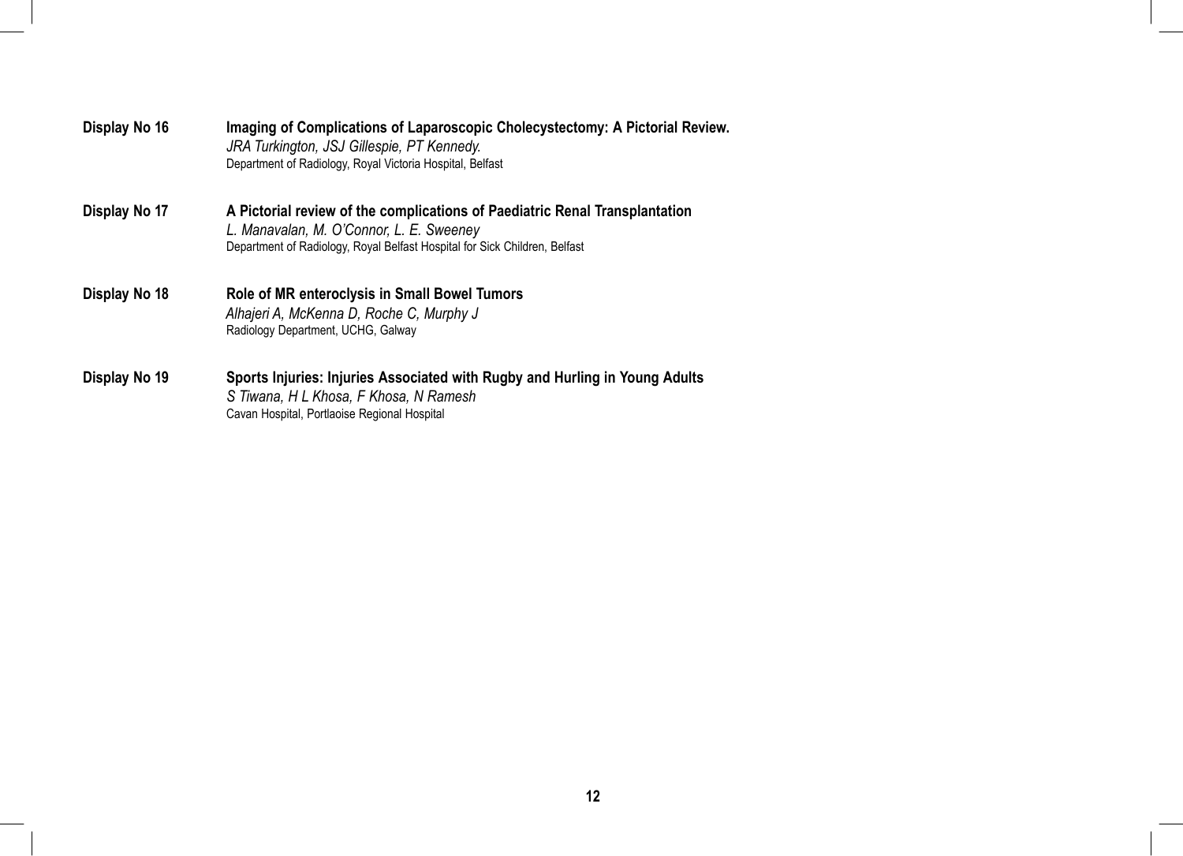**Display No 16** **Imaging of Complications of Laparoscopic Cholecystectomy: A Pictorial Review.**
*JRA Turkington, JSJ Gillespie, PT Kennedy.*
Department of Radiology, Royal Victoria Hospital, Belfast

**Display No 17** **A Pictorial review of the complications of Paediatric Renal Transplantation**
*L. Manavalan, M. O'Connor, L. E. Sweeney*
Department of Radiology, Royal Belfast Hospital for Sick Children, Belfast

**Display No 18** **Role of MR enteroclysis in Small Bowel Tumors**
*Alhajeri A, McKenna D, Roche C, Murphy J*
Radiology Department, UCHG, Galway

**Display No 19** **Sports Injuries: Injuries Associated with Rugby and Hurling in Young Adults**
*S Tiwana, H L Khosa, F Khosa, N Ramesh*
Cavan Hospital, Portlaoise Regional Hospital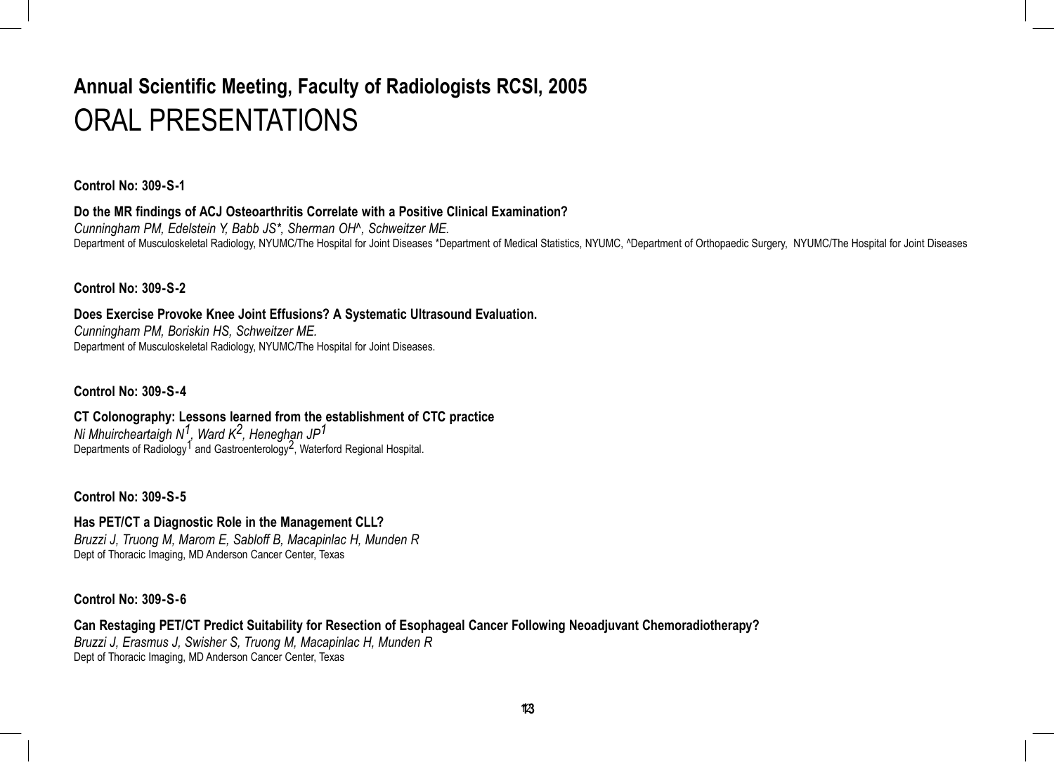# Annual Scientific Meeting, Faculty of Radiologists RCSI, 2005

# ORAL PRESENTATIONS

**Control No: 309-S-1**

**Do the MR findings of ACJ Osteoarthritis Correlate with a Positive Clinical Examination?**

*Cunningham PM, Edelstein Y, Babb JS\*, Sherman OH^, Schweitzer ME.*

Department of Musculoskeletal Radiology, NYUMC/The Hospital for Joint Diseases \*Department of Medical Statistics, NYUMC, ^Department of Orthopaedic Surgery, NYUMC/The Hospital for Joint Diseases

**Control No: 309-S-2**

**Does Exercise Provoke Knee Joint Effusions? A Systematic Ultrasound Evaluation.**

*Cunningham PM, Boriskin HS, Schweitzer ME.*

Department of Musculoskeletal Radiology, NYUMC/The Hospital for Joint Diseases.

**Control No: 309-S-4**

**CT Colonography: Lessons learned from the establishment of CTC practice**

*Ni Mhuircheartaigh N[1], Ward K[2], Heneghan JP[1]*

Departments of Radiology[1] and Gastroenterology[2], Waterford Regional Hospital.

**Control No: 309-S-5**

**Has PET/CT a Diagnostic Role in the Management CLL?**

*Bruzzi J, Truong M, Marom E, Sabloff B, Macapinlac H, Munden R*

Dept of Thoracic Imaging, MD Anderson Cancer Center, Texas

**Control No: 309-S-6**

**Can Restaging PET/CT Predict Suitability for Resection of Esophageal Cancer Following Neoadjuvant Chemoradiotherapy?**

*Bruzzi J, Erasmus J, Swisher S, Truong M, Macapinlac H, Munden R*

Dept of Thoracic Imaging, MD Anderson Cancer Center, Texas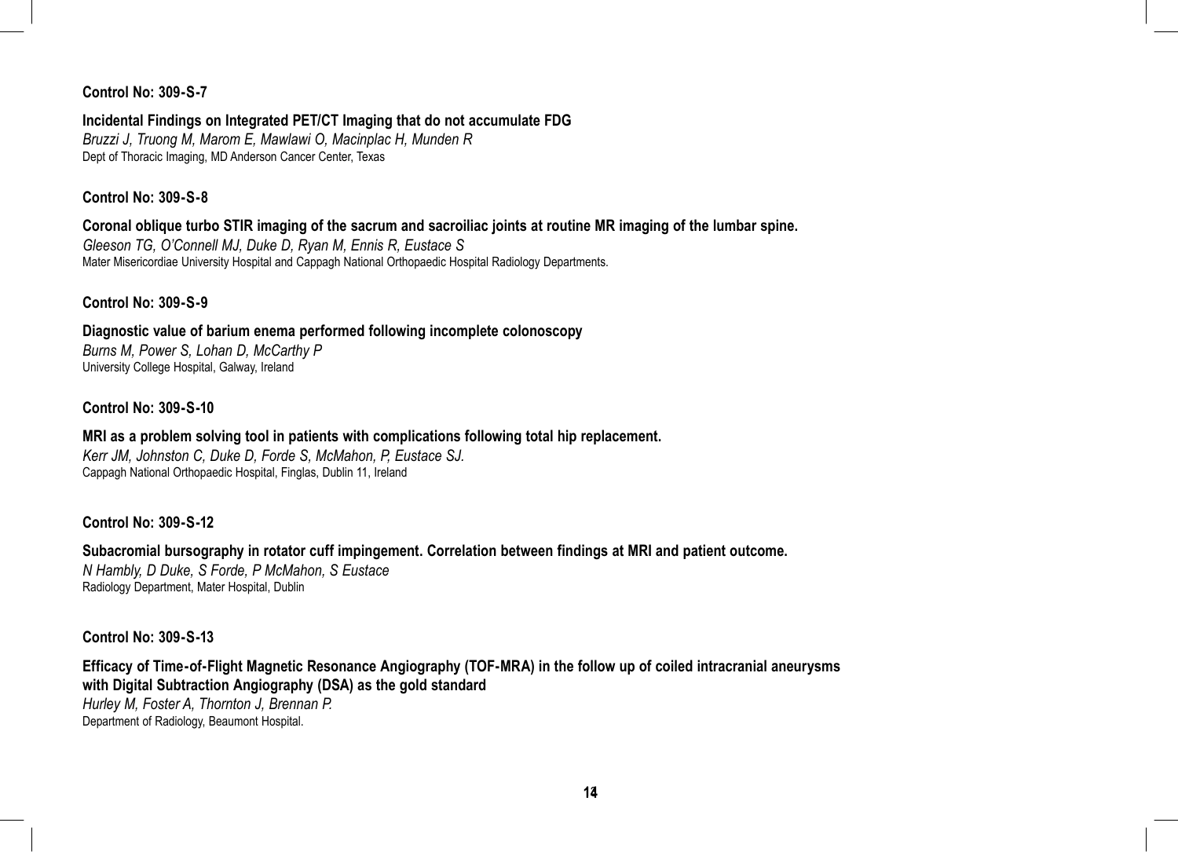**Control No: 309-S-7**

**Incidental Findings on Integrated PET/CT Imaging that do not accumulate FDG**

*Bruzzi J, Truong M, Marom E, Mawlawi O, Macinplac H, Munden R*

Dept of Thoracic Imaging, MD Anderson Cancer Center, Texas

**Control No: 309-S-8**

**Coronal oblique turbo STIR imaging of the sacrum and sacroiliac joints at routine MR imaging of the lumbar spine.**

*Gleeson TG, O'Connell MJ, Duke D, Ryan M, Ennis R, Eustace S*

Mater Misericordiae University Hospital and Cappagh National Orthopaedic Hospital Radiology Departments.

**Control No: 309-S-9**

**Diagnostic value of barium enema performed following incomplete colonoscopy**

*Burns M, Power S, Lohan D, McCarthy P*

University College Hospital, Galway, Ireland

**Control No: 309-S-10**

**MRI as a problem solving tool in patients with complications following total hip replacement.**

*Kerr JM, Johnston C, Duke D, Forde S, McMahon, P, Eustace SJ.*

Cappagh National Orthopaedic Hospital, Finglas, Dublin 11, Ireland

**Control No: 309-S-12**

**Subacromial bursography in rotator cuff impingement. Correlation between findings at MRI and patient outcome.**

*N Hambly, D Duke, S Forde, P McMahon, S Eustace*

Radiology Department, Mater Hospital, Dublin

**Control No: 309-S-13**

**Efficacy of Time-of-Flight Magnetic Resonance Angiography (TOF-MRA) in the follow up of coiled intracranial aneurysms with Digital Subtraction Angiography (DSA) as the gold standard**

*Hurley M, Foster A, Thornton J, Brennan P.*

Department of Radiology, Beaumont Hospital.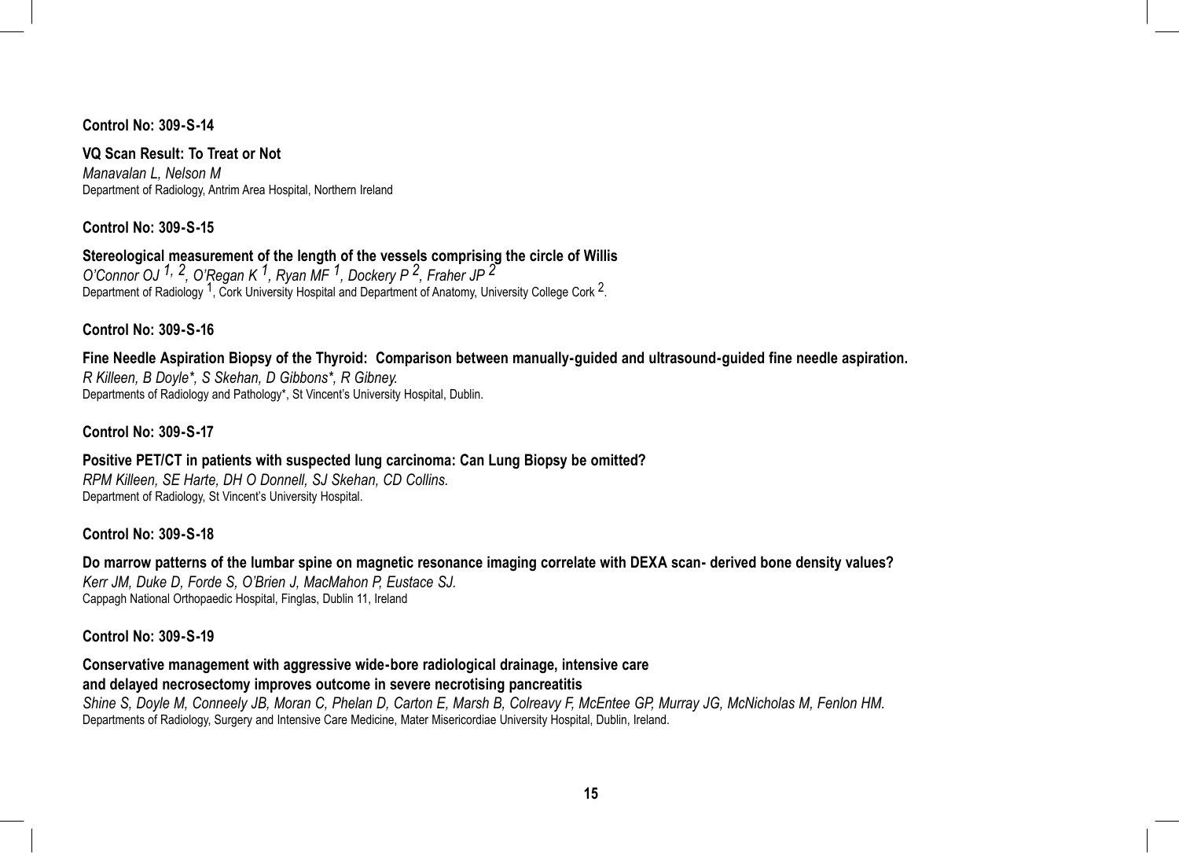**Control No: 309-S-14**

**VQ Scan Result: To Treat or Not**

*Manavalan L, Nelson M*
Department of Radiology, Antrim Area Hospital, Northern Ireland

**Control No: 309-S-15**

**Stereological measurement of the length of the vessels comprising the circle of Willis**

*O'Connor OJ [1, 2], O'Regan K [1], Ryan MF [1], Dockery P [2], Fraher JP [2]*
Department of Radiology [1], Cork University Hospital and Department of Anatomy, University College Cork [2].

**Control No: 309-S-16**

**Fine Needle Aspiration Biopsy of the Thyroid: Comparison between manually-guided and ultrasound-guided fine needle aspiration.**

*R Killeen, B Doyle*, S Skehan, D Gibbons*, R Gibney.*
Departments of Radiology and Pathology*, St Vincent's University Hospital, Dublin.

**Control No: 309-S-17**

**Positive PET/CT in patients with suspected lung carcinoma: Can Lung Biopsy be omitted?**

*RPM Killeen, SE Harte, DH O Donnell, SJ Skehan, CD Collins.*
Department of Radiology, St Vincent's University Hospital.

**Control No: 309-S-18**

**Do marrow patterns of the lumbar spine on magnetic resonance imaging correlate with DEXA scan- derived bone density values?**

*Kerr JM, Duke D, Forde S, O'Brien J, MacMahon P, Eustace SJ.*
Cappagh National Orthopaedic Hospital, Finglas, Dublin 11, Ireland

**Control No: 309-S-19**

**Conservative management with aggressive wide-bore radiological drainage, intensive care and delayed necrosectomy improves outcome in severe necrotising pancreatitis**

*Shine S, Doyle M, Conneely JB, Moran C, Phelan D, Carton E, Marsh B, Colreavy F, McEntee GP, Murray JG, McNicholas M, Fenlon HM.*
Departments of Radiology, Surgery and Intensive Care Medicine, Mater Misericordiae University Hospital, Dublin, Ireland.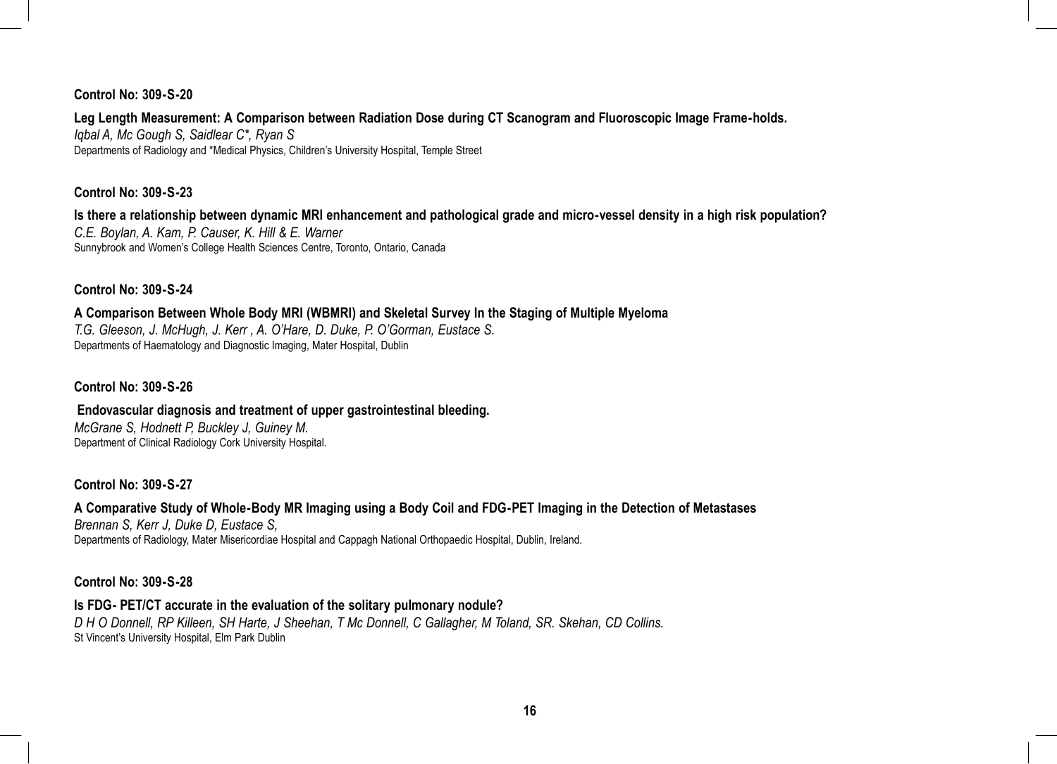**Control No: 309-S-20**

**Leg Length Measurement: A Comparison between Radiation Dose during CT Scanogram and Fluoroscopic Image Frame-holds.**

*Iqbal A, Mc Gough S, Saidlear C*, Ryan S*

Departments of Radiology and *Medical Physics, Children's University Hospital, Temple Street

**Control No: 309-S-23**

**Is there a relationship between dynamic MRI enhancement and pathological grade and micro-vessel density in a high risk population?**

*C.E. Boylan, A. Kam, P. Causer, K. Hill & E. Warner*

Sunnybrook and Women's College Health Sciences Centre, Toronto, Ontario, Canada

**Control No: 309-S-24**

**A Comparison Between Whole Body MRI (WBMRI) and Skeletal Survey In the Staging of Multiple Myeloma**

*T.G. Gleeson, J. McHugh, J. Kerr , A. O'Hare, D. Duke, P. O'Gorman, Eustace S.*

Departments of Haematology and Diagnostic Imaging, Mater Hospital, Dublin

**Control No: 309-S-26**

**Endovascular diagnosis and treatment of upper gastrointestinal bleeding.**

*McGrane S, Hodnett P, Buckley J, Guiney M.*

Department of Clinical Radiology Cork University Hospital.

**Control No: 309-S-27**

**A Comparative Study of Whole-Body MR Imaging using a Body Coil and FDG-PET Imaging in the Detection of Metastases**

*Brennan S, Kerr J, Duke D, Eustace S,*

Departments of Radiology, Mater Misericordiae Hospital and Cappagh National Orthopaedic Hospital, Dublin, Ireland.

**Control No: 309-S-28**

**Is FDG- PET/CT accurate in the evaluation of the solitary pulmonary nodule?**

*D H O Donnell, RP Killeen, SH Harte, J Sheehan, T Mc Donnell, C Gallagher, M Toland, SR. Skehan, CD Collins.*

St Vincent's University Hospital, Elm Park Dublin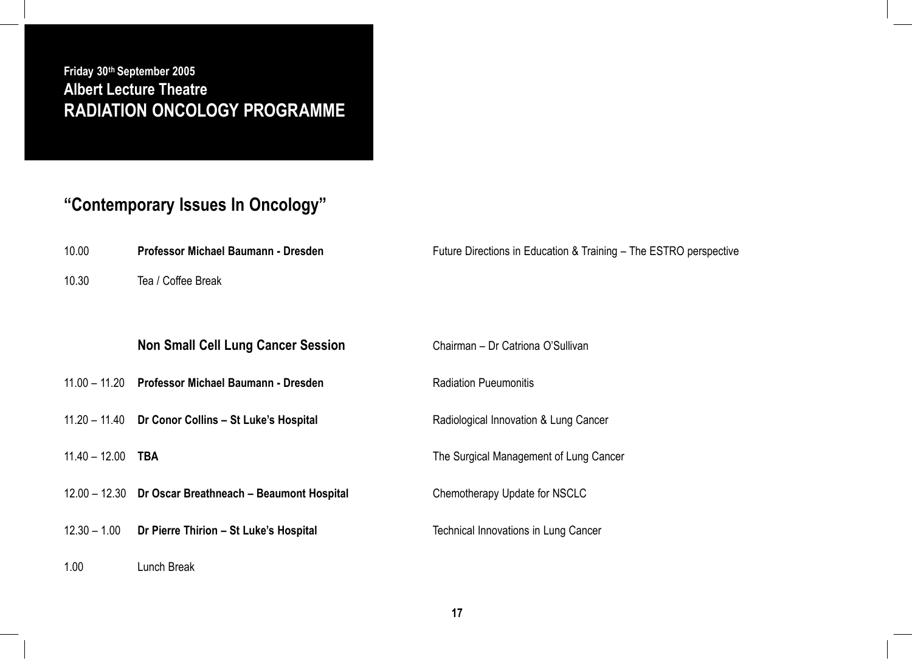**Friday 30th September 2005**
**Albert Lecture Theatre**
**RADIATION ONCOLOGY PROGRAMME**

## "Contemporary Issues In Oncology"

| | | |
|---|---|---|
| 10.00 | **Professor Michael Baumann - Dresden** | Future Directions in Education & Training – The ESTRO perspective |
| 10.30 | Tea / Coffee Break | |
| | **Non Small Cell Lung Cancer Session** | Chairman – Dr Catriona O'Sullivan |
| 11.00 – 11.20 | **Professor Michael Baumann - Dresden** | Radiation Pueumonitis |
| 11.20 – 11.40 | **Dr Conor Collins – St Luke's Hospital** | Radiological Innovation & Lung Cancer |
| 11.40 – 12.00 | **TBA** | The Surgical Management of Lung Cancer |
| 12.00 – 12.30 | **Dr Oscar Breathneach – Beaumont Hospital** | Chemotherapy Update for NSCLC |
| 12.30 – 1.00 | **Dr Pierre Thirion – St Luke's Hospital** | Technical Innovations in Lung Cancer |
| 1.00 | Lunch Break | |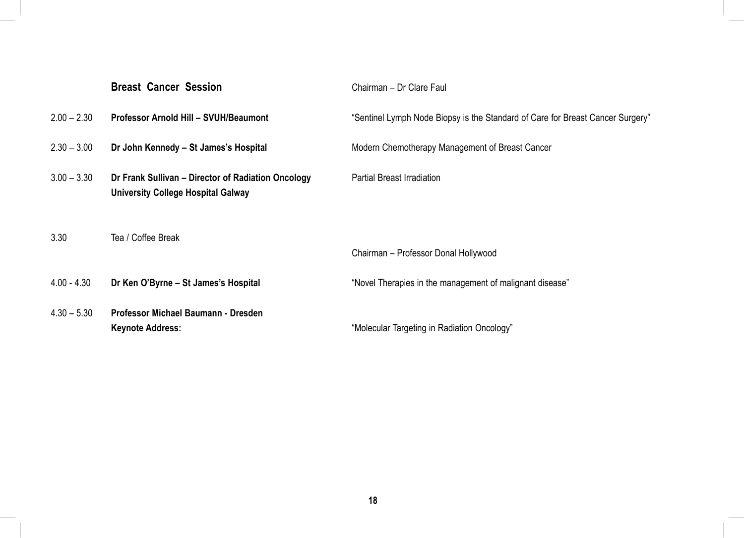## Breast Cancer Session

Chairman – Dr Clare Faul

| | | |
|---|---|---|
| 2.00 – 2.30 | **Professor Arnold Hill – SVUH/Beaumont** | "Sentinel Lymph Node Biopsy is the Standard of Care for Breast Cancer Surgery" |
| 2.30 – 3.00 | **Dr John Kennedy – St James's Hospital** | Modern Chemotherapy Management of Breast Cancer |
| 3.00 – 3.30 | **Dr Frank Sullivan – Director of Radiation Oncology University College Hospital Galway** | Partial Breast Irradiation |
| 3.30 | Tea / Coffee Break | |
| | | Chairman – Professor Donal Hollywood |
| 4.00 - 4.30 | **Dr Ken O'Byrne – St James's Hospital** | "Novel Therapies in the management of malignant disease" |
| 4.30 – 5.30 | **Professor Michael Baumann - Dresden Keynote Address:** | "Molecular Targeting in Radiation Oncology" |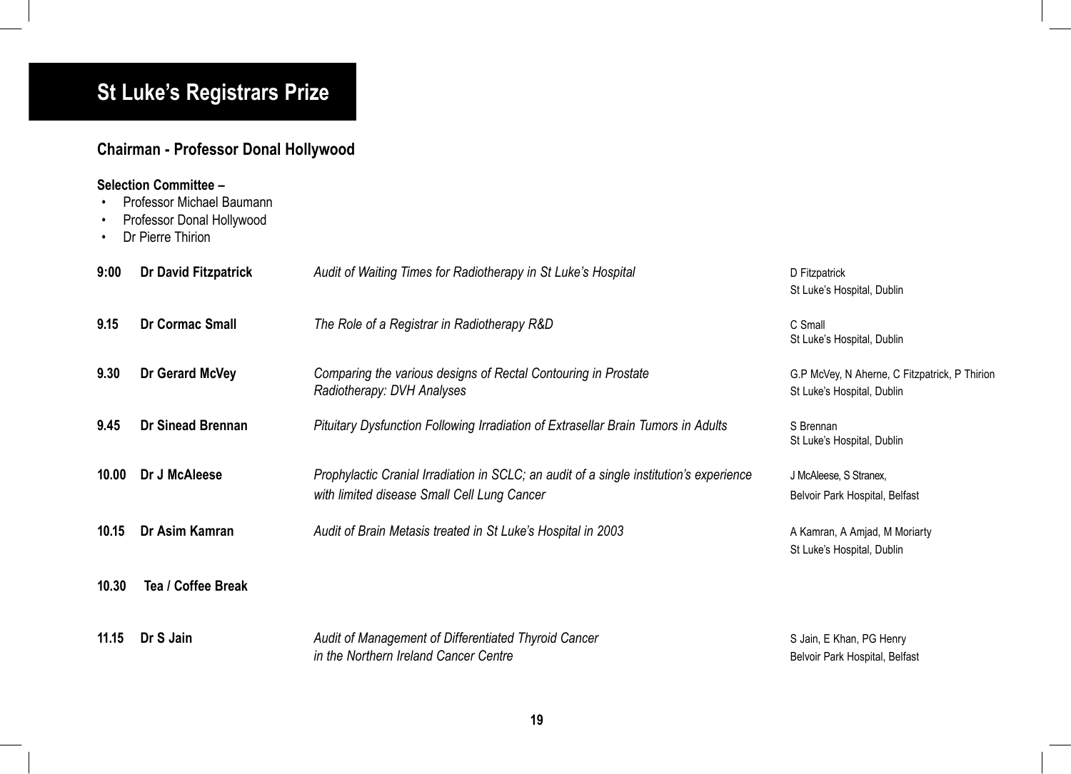# St Luke's Registrars Prize

## Chairman - Professor Donal Hollywood

**Selection Committee –**

- Professor Michael Baumann
- Professor Donal Hollywood
- Dr Pierre Thirion

| | | | |
|---|---|---|---|
| **9:00** | **Dr David Fitzpatrick** | *Audit of Waiting Times for Radiotherapy in St Luke's Hospital* | D Fitzpatrick<br>St Luke's Hospital, Dublin |
| **9.15** | **Dr Cormac Small** | *The Role of a Registrar in Radiotherapy R&D* | C Small<br>St Luke's Hospital, Dublin |
| **9.30** | **Dr Gerard McVey** | *Comparing the various designs of Rectal Contouring in Prostate Radiotherapy: DVH Analyses* | G.P McVey, N Aherne, C Fitzpatrick, P Thirion<br>St Luke's Hospital, Dublin |
| **9.45** | **Dr Sinead Brennan** | *Pituitary Dysfunction Following Irradiation of Extrasellar Brain Tumors in Adults* | S Brennan<br>St Luke's Hospital, Dublin |
| **10.00** | **Dr J McAleese** | *Prophylactic Cranial Irradiation in SCLC; an audit of a single institution's experience with limited disease Small Cell Lung Cancer* | J McAleese, S Stranex,<br>Belvoir Park Hospital, Belfast |
| **10.15** | **Dr Asim Kamran** | *Audit of Brain Metasis treated in St Luke's Hospital in 2003* | A Kamran, A Amjad, M Moriarty<br>St Luke's Hospital, Dublin |
| **10.30** | **Tea / Coffee Break** | | |
| **11.15** | **Dr S Jain** | *Audit of Management of Differentiated Thyroid Cancer in the Northern Ireland Cancer Centre* | S Jain, E Khan, PG Henry<br>Belvoir Park Hospital, Belfast |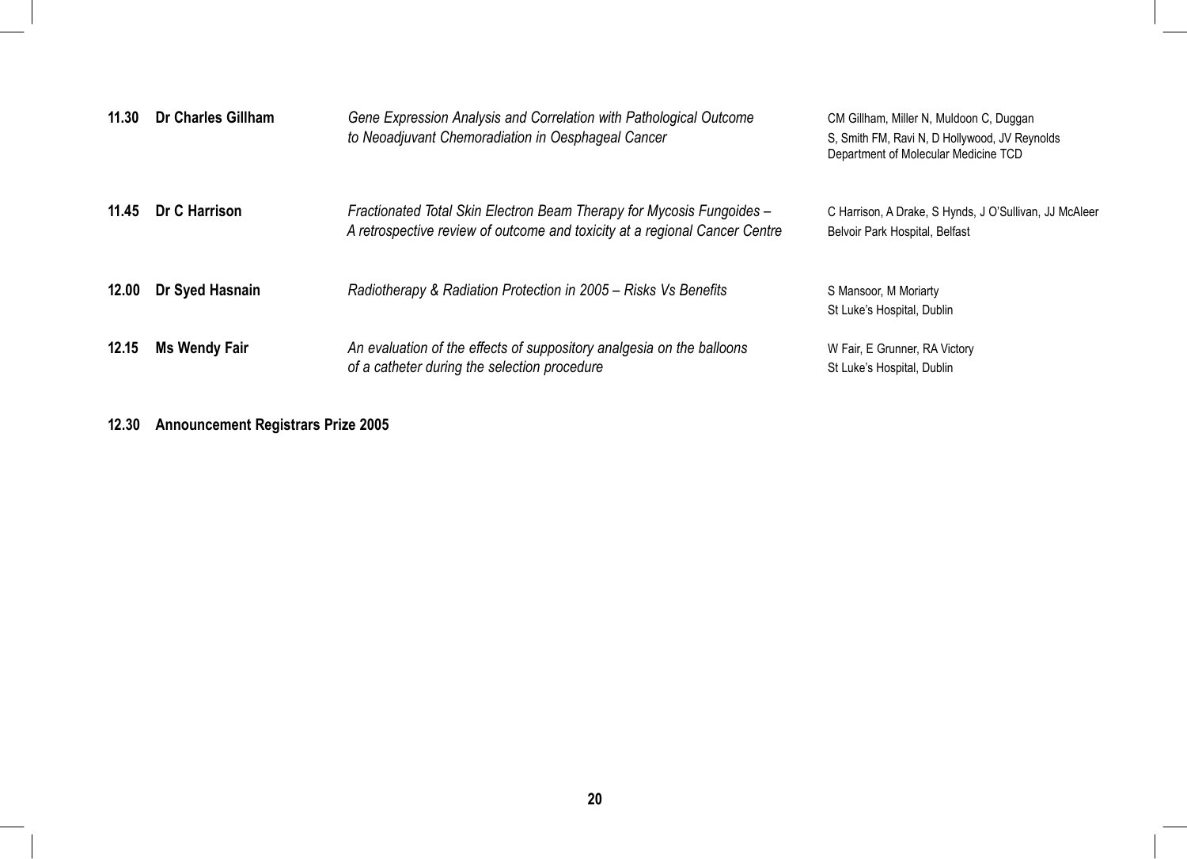| | | | |
|---|---|---|---|
| **11.30** | **Dr Charles Gillham** | *Gene Expression Analysis and Correlation with Pathological Outcome to Neoadjuvant Chemoradiation in Oesphageal Cancer* | CM Gillham, Miller N, Muldoon C, Duggan S, Smith FM, Ravi N, D Hollywood, JV Reynolds Department of Molecular Medicine TCD |
| **11.45** | **Dr C Harrison** | *Fractionated Total Skin Electron Beam Therapy for Mycosis Fungoides – A retrospective review of outcome and toxicity at a regional Cancer Centre* | C Harrison, A Drake, S Hynds, J O'Sullivan, JJ McAleer Belvoir Park Hospital, Belfast |
| **12.00** | **Dr Syed Hasnain** | *Radiotherapy & Radiation Protection in 2005 – Risks Vs Benefits* | S Mansoor, M Moriarty St Luke's Hospital, Dublin |
| **12.15** | **Ms Wendy Fair** | *An evaluation of the effects of suppository analgesia on the balloons of a catheter during the selection procedure* | W Fair, E Grunner, RA Victory St Luke's Hospital, Dublin |

**12.30 Announcement Registrars Prize 2005**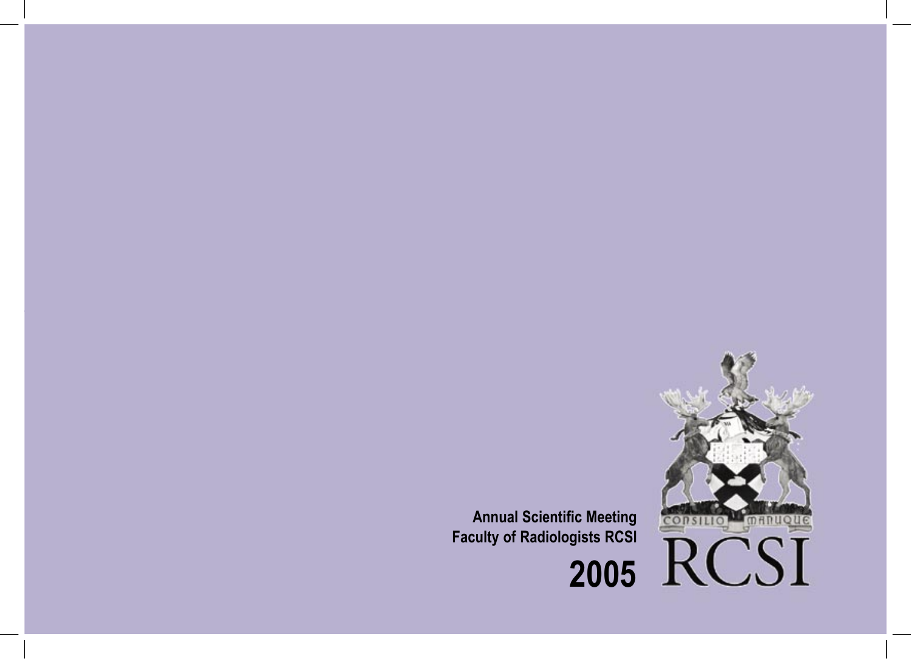**Annual Scientific Meeting**
**Faculty of Radiologists RCSI**

# 2005

CONSILIO MANUQUE

RCSI